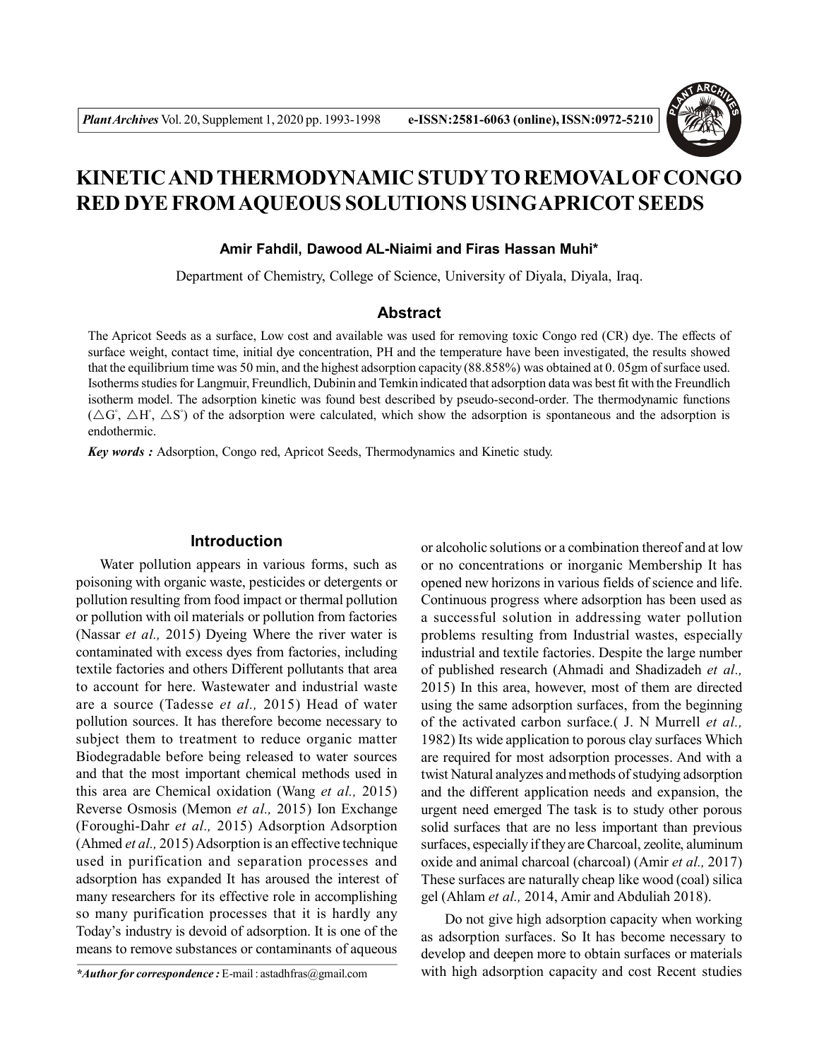# KINETIC AND THERMODYNAMIC STUDY TO REMOVAL OF CONGO RED DYE FROM AQUEOUS SOLUTIONS USING APRICOT SEEDS

**Amir Fahdil, Dawood AL-Niaimi and Firas Hassan Muhi***

Department of Chemistry, College of Science, University of Diyala, Diyala, Iraq.

## Abstract

The Apricot Seeds as a surface, Low cost and available was used for removing toxic Congo red (CR) dye. The effects of surface weight, contact time, initial dye concentration, PH and the temperature have been investigated, the results showed that the equilibrium time was 50 min, and the highest adsorption capacity (88.858%) was obtained at 0. 05gm of surface used. Isotherms studies for Langmuir, Freundlich, Dubinin and Temkin indicated that adsorption data was best fit with the Freundlich isotherm model. The adsorption kinetic was found best described by pseudo-second-order. The thermodynamic functions ($\triangle G^{\circ}$, $\triangle H^{\circ}$, $\triangle S^{\circ}$) of the adsorption were calculated, which show the adsorption is spontaneous and the adsorption is endothermic.

***Key words :*** Adsorption, Congo red, Apricot Seeds, Thermodynamics and Kinetic study.

## Introduction

Water pollution appears in various forms, such as poisoning with organic waste, pesticides or detergents or pollution resulting from food impact or thermal pollution or pollution with oil materials or pollution from factories (Nassar *et al.,* 2015) Dyeing Where the river water is contaminated with excess dyes from factories, including textile factories and others Different pollutants that area to account for here. Wastewater and industrial waste are a source (Tadesse *et al.,* 2015) Head of water pollution sources. It has therefore become necessary to subject them to treatment to reduce organic matter Biodegradable before being released to water sources and that the most important chemical methods used in this area are Chemical oxidation (Wang *et al.,* 2015) Reverse Osmosis (Memon *et al.,* 2015) Ion Exchange (Foroughi-Dahr *et al.,* 2015) Adsorption Adsorption (Ahmed *et al.,* 2015) Adsorption is an effective technique used in purification and separation processes and adsorption has expanded It has aroused the interest of many researchers for its effective role in accomplishing so many purification processes that it is hardly any Today's industry is devoid of adsorption. It is one of the means to remove substances or contaminants of aqueous or alcoholic solutions or a combination thereof and at low or no concentrations or inorganic Membership It has opened new horizons in various fields of science and life. Continuous progress where adsorption has been used as a successful solution in addressing water pollution problems resulting from Industrial wastes, especially industrial and textile factories. Despite the large number of published research (Ahmadi and Shadizadeh *et al.,* 2015) In this area, however, most of them are directed using the same adsorption surfaces, from the beginning of the activated carbon surface.( J. N Murrell *et al.,* 1982) Its wide application to porous clay surfaces Which are required for most adsorption processes. And with a twist Natural analyzes and methods of studying adsorption and the different application needs and expansion, the urgent need emerged The task is to study other porous solid surfaces that are no less important than previous surfaces, especially if they are Charcoal, zeolite, aluminum oxide and animal charcoal (charcoal) (Amir *et al.,* 2017) These surfaces are naturally cheap like wood (coal) silica gel (Ahlam *et al.,* 2014, Amir and Abduliah 2018).

Do not give high adsorption capacity when working as adsorption surfaces. So It has become necessary to develop and deepen more to obtain surfaces or materials with high adsorption capacity and cost Recent studies

****Author for correspondence :*** E-mail : astadhfras@gmail.com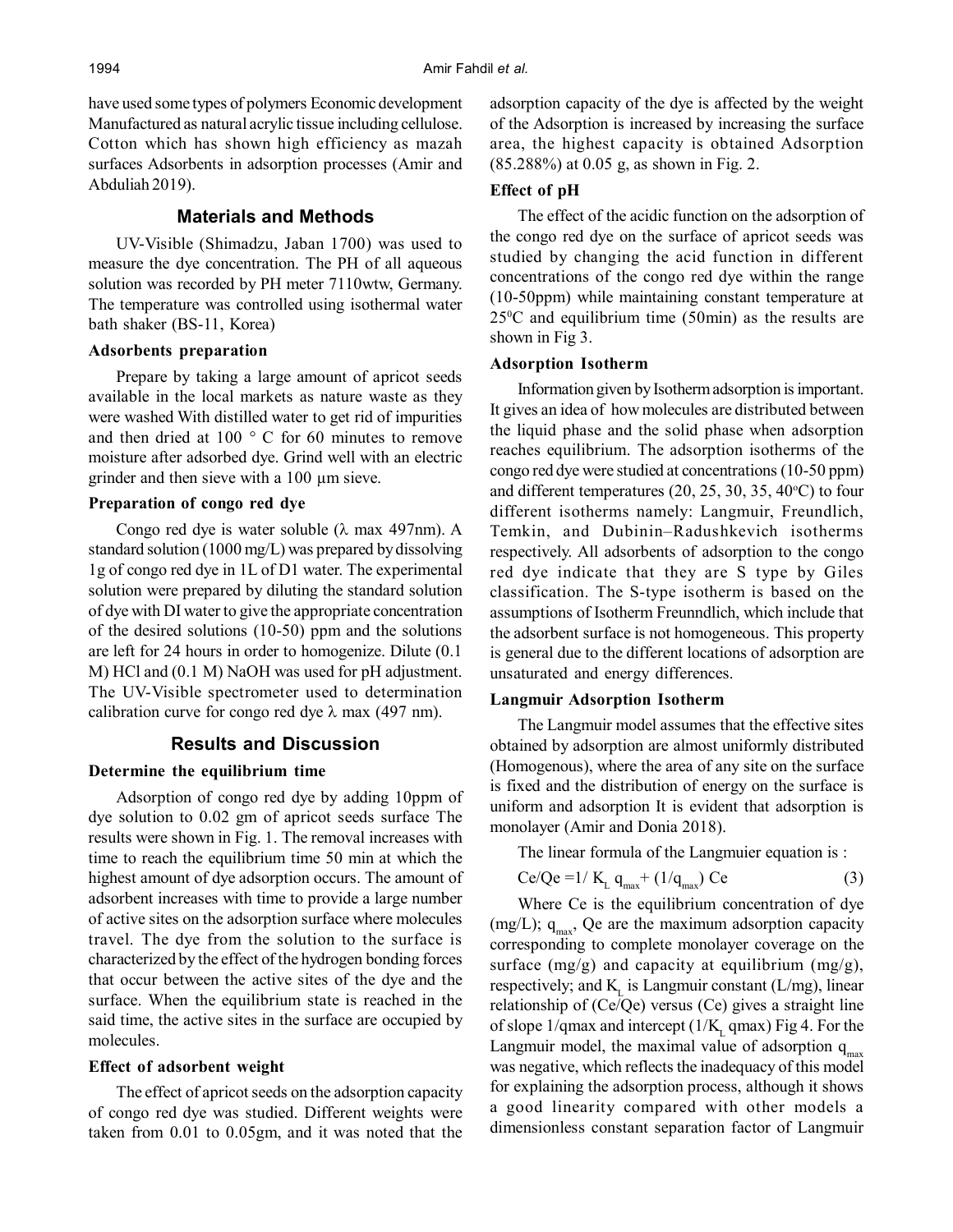have used some types of polymers Economic development Manufactured as natural acrylic tissue including cellulose. Cotton which has shown high efficiency as mazah surfaces Adsorbents in adsorption processes (Amir and Abduliah 2019).

## Materials and Methods

UV-Visible (Shimadzu, Jaban 1700) was used to measure the dye concentration. The PH of all aqueous solution was recorded by PH meter 7110wtw, Germany. The temperature was controlled using isothermal water bath shaker (BS-11, Korea)

### Adsorbents preparation

Prepare by taking a large amount of apricot seeds available in the local markets as nature waste as they were washed With distilled water to get rid of impurities and then dried at 100 ° C for 60 minutes to remove moisture after adsorbed dye. Grind well with an electric grinder and then sieve with a 100 µm sieve.

### Preparation of congo red dye

Congo red dye is water soluble (λ max 497nm). A standard solution (1000 mg/L) was prepared by dissolving 1g of congo red dye in 1L of D1 water. The experimental solution were prepared by diluting the standard solution of dye with DI water to give the appropriate concentration of the desired solutions (10-50) ppm and the solutions are left for 24 hours in order to homogenize. Dilute (0.1 M) HCl and (0.1 M) NaOH was used for pH adjustment. The UV-Visible spectrometer used to determination calibration curve for congo red dye λ max (497 nm).

## Results and Discussion

### Determine the equilibrium time

Adsorption of congo red dye by adding 10ppm of dye solution to 0.02 gm of apricot seeds surface The results were shown in Fig. 1. The removal increases with time to reach the equilibrium time 50 min at which the highest amount of dye adsorption occurs. The amount of adsorbent increases with time to provide a large number of active sites on the adsorption surface where molecules travel. The dye from the solution to the surface is characterized by the effect of the hydrogen bonding forces that occur between the active sites of the dye and the surface. When the equilibrium state is reached in the said time, the active sites in the surface are occupied by molecules.

### Effect of adsorbent weight

The effect of apricot seeds on the adsorption capacity of congo red dye was studied. Different weights were taken from 0.01 to 0.05gm, and it was noted that the adsorption capacity of the dye is affected by the weight of the Adsorption is increased by increasing the surface area, the highest capacity is obtained Adsorption (85.288%) at 0.05 g, as shown in Fig. 2.

### Effect of pH

The effect of the acidic function on the adsorption of the congo red dye on the surface of apricot seeds was studied by changing the acid function in different concentrations of the congo red dye within the range (10-50ppm) while maintaining constant temperature at $25^0$C and equilibrium time (50min) as the results are shown in Fig 3.

### Adsorption Isotherm

Information given by Isotherm adsorption is important. It gives an idea of how molecules are distributed between the liquid phase and the solid phase when adsorption reaches equilibrium. The adsorption isotherms of the congo red dye were studied at concentrations (10-50 ppm) and different temperatures (20, 25, 30, 35, 40$^o$C) to four different isotherms namely: Langmuir, Freundlich, Temkin, and Dubinin–Radushkevich isotherms respectively. All adsorbents of adsorption to the congo red dye indicate that they are S type by Giles classification. The S-type isotherm is based on the assumptions of Isotherm Freunndlich, which include that the adsorbent surface is not homogeneous. This property is general due to the different locations of adsorption are unsaturated and energy differences.

### Langmuir Adsorption Isotherm

The Langmuir model assumes that the effective sites obtained by adsorption are almost uniformly distributed (Homogenous), where the area of any site on the surface is fixed and the distribution of energy on the surface is uniform and adsorption It is evident that adsorption is monolayer (Amir and Donia 2018).

The linear formula of the Langmuier equation is :

$$Ce/Qe = 1/K_L q_{max} + (1/q_{max}) Ce \quad (3)$$

Where Ce is the equilibrium concentration of dye (mg/L); $q_{max}$, Qe are the maximum adsorption capacity corresponding to complete monolayer coverage on the surface (mg/g) and capacity at equilibrium (mg/g), respectively; and $K_L$ is Langmuir constant (L/mg), linear relationship of (Ce/Qe) versus (Ce) gives a straight line of slope 1/qmax and intercept ($1/K_L$ qmax) Fig 4. For the Langmuir model, the maximal value of adsorption $q_{max}$ was negative, which reflects the inadequacy of this model for explaining the adsorption process, although it shows a good linearity compared with other models a dimensionless constant separation factor of Langmuir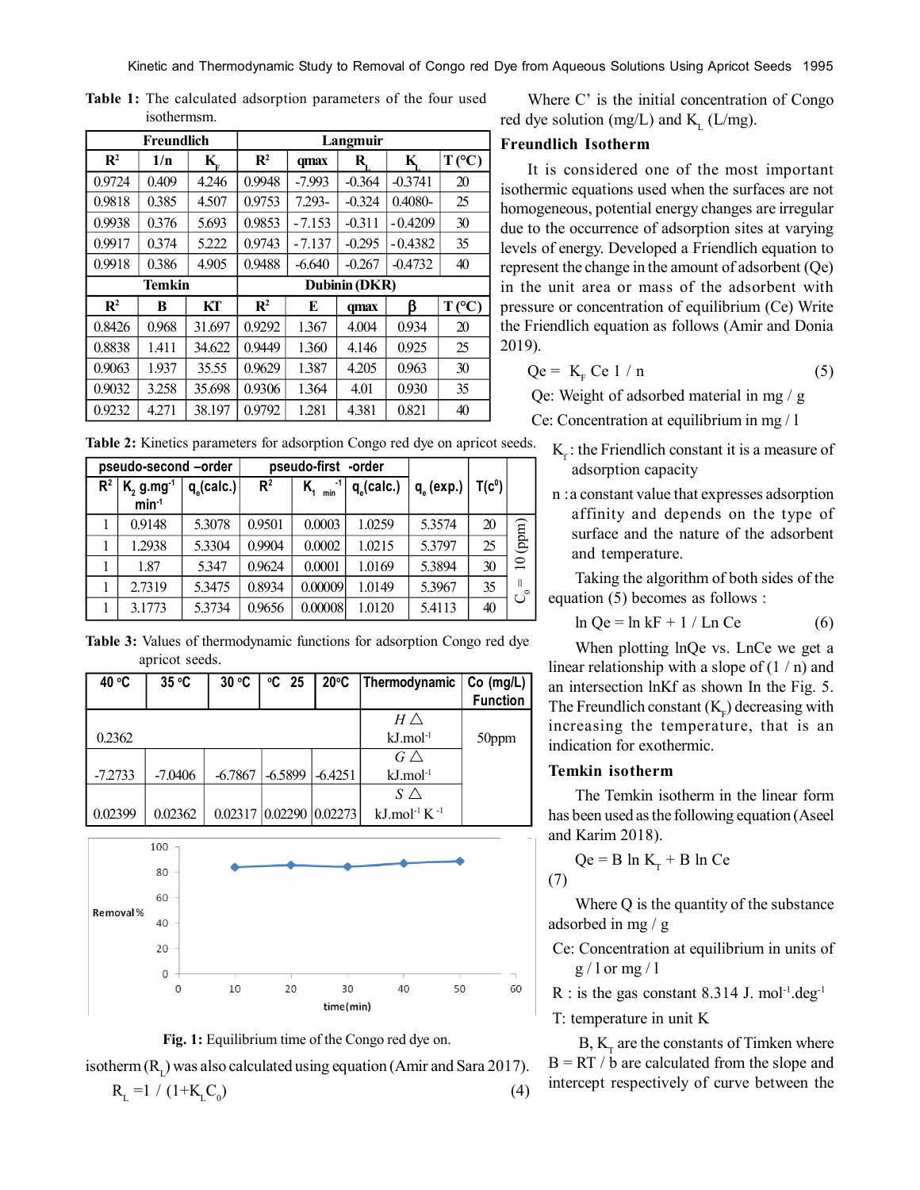**Table 1:** The calculated adsorption parameters of the four used isothermsm.

| Freundlich | | | Langmuir | | | | |
|---|---|---|---|---|---|---|---|
| $R^2$ | 1/n | $K_F$ | $R^2$ | qmax | $R_L$ | $K_L$ | T (°C) |
| 0.9724 | 0.409 | 4.246 | 0.9948 | -7.993 | -0.364 | -0.3741 | 20 |
| 0.9818 | 0.385 | 4.507 | 0.9753 | 7.293- | -0.324 | 0.4080- | 25 |
| 0.9938 | 0.376 | 5.693 | 0.9853 | - 7.153 | -0.311 | - 0.4209 | 30 |
| 0.9917 | 0.374 | 5.222 | 0.9743 | - 7.137 | -0.295 | - 0.4382 | 35 |
| 0.9918 | 0.386 | 4.905 | 0.9488 | -6.640 | -0.267 | -0.4732 | 40 |
| **Temkin** | | | **Dubinin (DKR)** | | | | |
| $R^2$ | B | KT | $R^2$ | E | qmax | β | T (°C) |
| 0.8426 | 0.968 | 31.697 | 0.9292 | 1.367 | 4.004 | 0.934 | 20 |
| 0.8838 | 1.411 | 34.622 | 0.9449 | 1.360 | 4.146 | 0.925 | 25 |
| 0.9063 | 1.937 | 35.55 | 0.9629 | 1.387 | 4.205 | 0.963 | 30 |
| 0.9032 | 3.258 | 35.698 | 0.9306 | 1.364 | 4.01 | 0.930 | 35 |
| 0.9232 | 4.271 | 38.197 | 0.9792 | 1.281 | 4.381 | 0.821 | 40 |

**Table 2:** Kinetics parameters for adsorption Congo red dye on apricot seeds.

| pseudo-second –order | | | pseudo-first -order | | | | | |
|---|---|---|---|---|---|---|---|---|
| $R^2$ | $K_2$ g.mg$^{-1}$ min$^{-1}$ | $q_e$(calc.) | $R^2$ | $K_1$ min$^{-1}$ | $q_e$(calc.) | $q_e$ (exp.) | T(C$^0$) | |
| 1 | 0.9148 | 5.3078 | 0.9501 | 0.0003 | 1.0259 | 5.3574 | 20 | $C_0$ = 10 (ppm) |
| 1 | 1.2938 | 5.3304 | 0.9904 | 0.0002 | 1.0215 | 5.3797 | 25 | |
| 1 | 1.87 | 5.347 | 0.9624 | 0.0001 | 1.0169 | 5.3894 | 30 | |
| 1 | 2.7319 | 5.3475 | 0.8934 | 0.00009 | 1.0149 | 5.3967 | 35 | |
| 1 | 3.1773 | 5.3734 | 0.9656 | 0.00008 | 1.0120 | 5.4113 | 40 | |

**Table 3:** Values of thermodynamic functions for adsorption Congo red dye apricot seeds.

| 40 °C | 35 °C | 30 °C | °C 25 | 20°C | Thermodynamic | Co (mg/L) Function |
|---|---|---|---|---|---|---|
| 0.2362 | | | | | △H kJ.mol$^{-1}$ | 50ppm |
| -7.2733 | -7.0406 | -6.7867 | -6.5899 | -6.4251 | △G kJ.mol$^{-1}$ | |
| 0.02399 | 0.02362 | 0.02317 | 0.02290 | 0.02273 | △S kJ.mol$^{-1}$ K$^{-1}$ | |

**Fig. 1:** Equilibrium time of the Congo red dye on.

isotherm ($R_L$) was also calculated using equation (Amir and Sara 2017).

$$R_L = 1 / (1+K_L C_0) \quad (4)$$

Where C' is the initial concentration of Congo red dye solution (mg/L) and $K_L$ (L/mg).

### Freundlich Isotherm

It is considered one of the most important isothermic equations used when the surfaces are not homogeneous, potential energy changes are irregular due to the occurrence of adsorption sites at varying levels of energy. Developed a Friendlich equation to represent the change in the amount of adsorbent (Qe) in the unit area or mass of the adsorbent with pressure or concentration of equilibrium (Ce) Write the Friendlich equation as follows (Amir and Donia 2019).

$$Qe = K_F \, Ce \, 1 / n \quad (5)$$

Qe: Weight of adsorbed material in mg / g

Ce: Concentration at equilibrium in mg / l

$K_f$ : the Friendlich constant it is a measure of adsorption capacity

n : a constant value that expresses adsorption affinity and depends on the type of surface and the nature of the adsorbent and temperature.

Taking the algorithm of both sides of the equation (5) becomes as follows :

$$\ln Qe = \ln kF + 1 / Ln \, Ce \quad (6)$$

When plotting lnQe vs. LnCe we get a linear relationship with a slope of (1 / n) and an intersection lnKf as shown In the Fig. 5. The Freundlich constant ($K_F$) decreasing with increasing the temperature, that is an indication for exothermic.

### Temkin isotherm

The Temkin isotherm in the linear form has been used as the following equation (Aseel and Karim 2018).

$$Qe = B \ln K_T + B \ln Ce \quad (7)$$

Where Q is the quantity of the substance adsorbed in mg / g

Ce: Concentration at equilibrium in units of g / l or mg / l

R : is the gas constant 8.314 J. mol$^{-1}$.deg$^{-1}$

T: temperature in unit K

B, $K_T$ are the constants of Timken where B = RT / b are calculated from the slope and intercept respectively of curve between the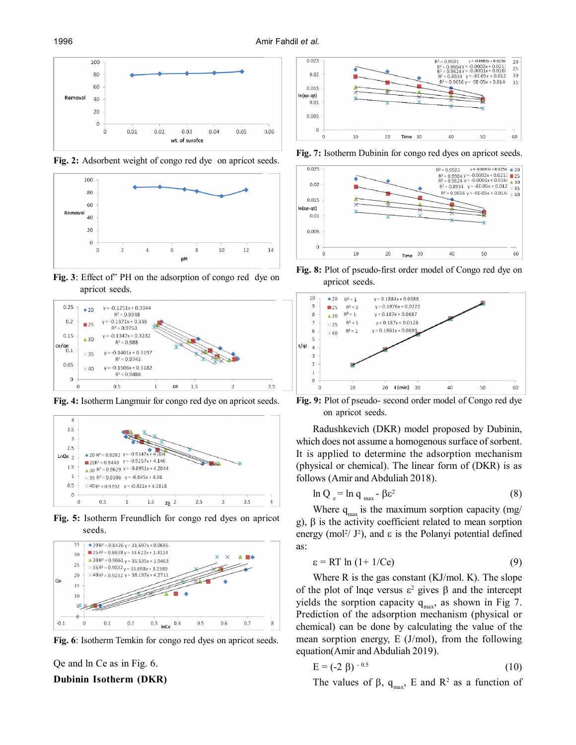Fig. 2: Adsorbent weight of congo red dye on apricot seeds.

Fig. 3: Effect of" PH on the adsorption of congo red dye on apricot seeds.

Fig. 4: Isotherm Langmuir for congo red dye on apricot seeds.

Fig. 5: Isotherm Freundlich for congo red dyes on apricot seeds.

Fig. 6: Isotherm Temkin for congo red dyes on apricot seeds.

Qe and ln Ce as in Fig. 6.

**Dubinin Isotherm (DKR)**

Fig. 7: Isotherm Dubinin for congo red dyes on apricot seeds.

Fig. 8: Plot of pseudo-first order model of Congo red dye on apricot seeds.

Fig. 9: Plot of pseudo- second order model of Congo red dye on apricot seeds.

Radushkevich (DKR) model proposed by Dubinin, which does not assume a homogenous surface of sorbent. It is applied to determine the adsorption mechanism (physical or chemical). The linear form of (DKR) is as follows (Amir and Abduliah 2018).

$$\ln Q_e = \ln q_{max} - \beta\varepsilon^2 \quad (8)$$

Where $q_{max}$ is the maximum sorption capacity (mg/g), $\beta$ is the activity coefficient related to mean sorption energy ($mol^2/J^2$), and $\varepsilon$ is the Polanyi potential defined as:

$$\varepsilon = RT \ln(1 + 1/Ce) \quad (9)$$

Where R is the gas constant (KJ/mol. K). The slope of the plot of lnqe versus $\varepsilon^2$ gives $\beta$ and the intercept yields the sorption capacity $q_{max}$, as shown in Fig 7. Prediction of the adsorption mechanism (physical or chemical) can be done by calculating the value of the mean sorption energy, E (J/mol), from the following equation(Amir and Abduliah 2019).

$$E = (-2\beta)^{-0.5} \quad (10)$$

The values of $\beta$, $q_{max}$, E and $R^2$ as a function of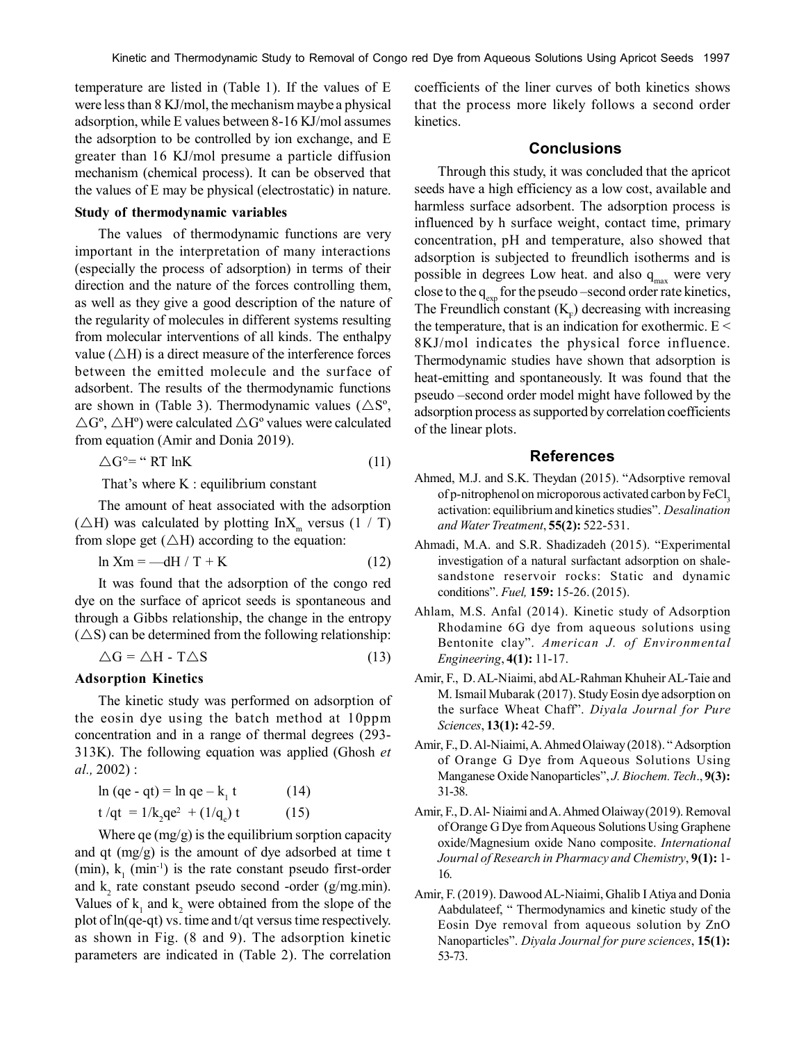temperature are listed in (Table 1). If the values of E were less than 8 KJ/mol, the mechanism maybe a physical adsorption, while E values between 8-16 KJ/mol assumes the adsorption to be controlled by ion exchange, and E greater than 16 KJ/mol presume a particle diffusion mechanism (chemical process). It can be observed that the values of E may be physical (electrostatic) in nature.

### Study of thermodynamic variables

The values of thermodynamic functions are very important in the interpretation of many interactions (especially the process of adsorption) in terms of their direction and the nature of the forces controlling them, as well as they give a good description of the nature of the regularity of molecules in different systems resulting from molecular interventions of all kinds. The enthalpy value ($\triangle$H) is a direct measure of the interference forces between the emitted molecule and the surface of adsorbent. The results of the thermodynamic functions are shown in (Table 3). Thermodynamic values ($\triangle S^o$, $\triangle G^o$, $\triangle H^o$) were calculated $\triangle G^o$ values were calculated from equation (Amir and Donia 2019).

$$\triangle G° = \text{“ } RT \ln K \quad (11)$$

That's where K : equilibrium constant

The amount of heat associated with the adsorption ($\triangle$H) was calculated by plotting $\ln X_m$ versus (1 / T) from slope get ($\triangle$H) according to the equation:

$$\ln Xm = \text{—}dH / T + K \quad (12)$$

It was found that the adsorption of the congo red dye on the surface of apricot seeds is spontaneous and through a Gibbs relationship, the change in the entropy ($\triangle$S) can be determined from the following relationship:

$$\triangle G = \triangle H - T\triangle S \quad (13)$$

### Adsorption Kinetics

The kinetic study was performed on adsorption of the eosin dye using the batch method at 10ppm concentration and in a range of thermal degrees (293-313K). The following equation was applied (Ghosh *et al.,* 2002) :

$$\ln (qe - qt) = \ln qe - k_1 t \quad (14)$$

$$t / qt = 1/k_2 qe^2 + (1/q_e) t \quad (15)$$

Where qe (mg/g) is the equilibrium sorption capacity and qt (mg/g) is the amount of dye adsorbed at time t (min), $k_1$ ($min^{-1}$) is the rate constant pseudo first-order and $k_2$ rate constant pseudo second -order (g/mg.min). Values of $k_1$ and $k_2$ were obtained from the slope of the plot of ln(qe-qt) vs. time and t/qt versus time respectively. as shown in Fig. (8 and 9). The adsorption kinetic parameters are indicated in (Table 2). The correlation coefficients of the liner curves of both kinetics shows that the process more likely follows a second order kinetics.

## Conclusions

Through this study, it was concluded that the apricot seeds have a high efficiency as a low cost, available and harmless surface adsorbent. The adsorption process is influenced by h surface weight, contact time, primary concentration, pH and temperature, also showed that adsorption is subjected to freundlich isotherms and is possible in degrees Low heat. and also $q_{max}$ were very close to the $q_{exp}$ for the pseudo –second order rate kinetics, The Freundlich constant ($K_F$) decreasing with increasing the temperature, that is an indication for exothermic. E < 8KJ/mol indicates the physical force influence. Thermodynamic studies have shown that adsorption is heat-emitting and spontaneously. It was found that the pseudo –second order model might have followed by the adsorption process as supported by correlation coefficients of the linear plots.

## References

Ahmed, M.J. and S.K. Theydan (2015). "Adsorptive removal of p-nitrophenol on microporous activated carbon by $FeCl_3$ activation: equilibrium and kinetics studies". *Desalination and Water Treatment*, **55(2):** 522-531.

Ahmadi, M.A. and S.R. Shadizadeh (2015). "Experimental investigation of a natural surfactant adsorption on shale-sandstone reservoir rocks: Static and dynamic conditions". *Fuel,* **159:** 15-26. (2015).

Ahlam, M.S. Anfal (2014). Kinetic study of Adsorption Rhodamine 6G dye from aqueous solutions using Bentonite clay". *American J. of Environmental Engineering*, **4(1):** 11-17.

Amir, F., D. AL-Niaimi, abd AL-Rahman Khuheir AL-Taie and M. Ismail Mubarak (2017). Study Eosin dye adsorption on the surface Wheat Chaff". *Diyala Journal for Pure Sciences*, **13(1):** 42-59.

Amir, F., D. Al-Niaimi, A. Ahmed Olaiway (2018). "Adsorption of Orange G Dye from Aqueous Solutions Using Manganese Oxide Nanoparticles", *J. Biochem. Tech*., **9(3):** 31-38.

Amir, F., D. Al- Niaimi and A. Ahmed Olaiway (2019). Removal of Orange G Dye from Aqueous Solutions Using Graphene oxide/Magnesium oxide Nano composite. *International Journal of Research in Pharmacy and Chemistry*, **9(1):** 1-16.

Amir, F. (2019). Dawood AL-Niaimi, Ghalib I Atiya and Donia Aabdulateef, " Thermodynamics and kinetic study of the Eosin Dye removal from aqueous solution by ZnO Nanoparticles". *Diyala Journal for pure sciences*, **15(1):** 53-73.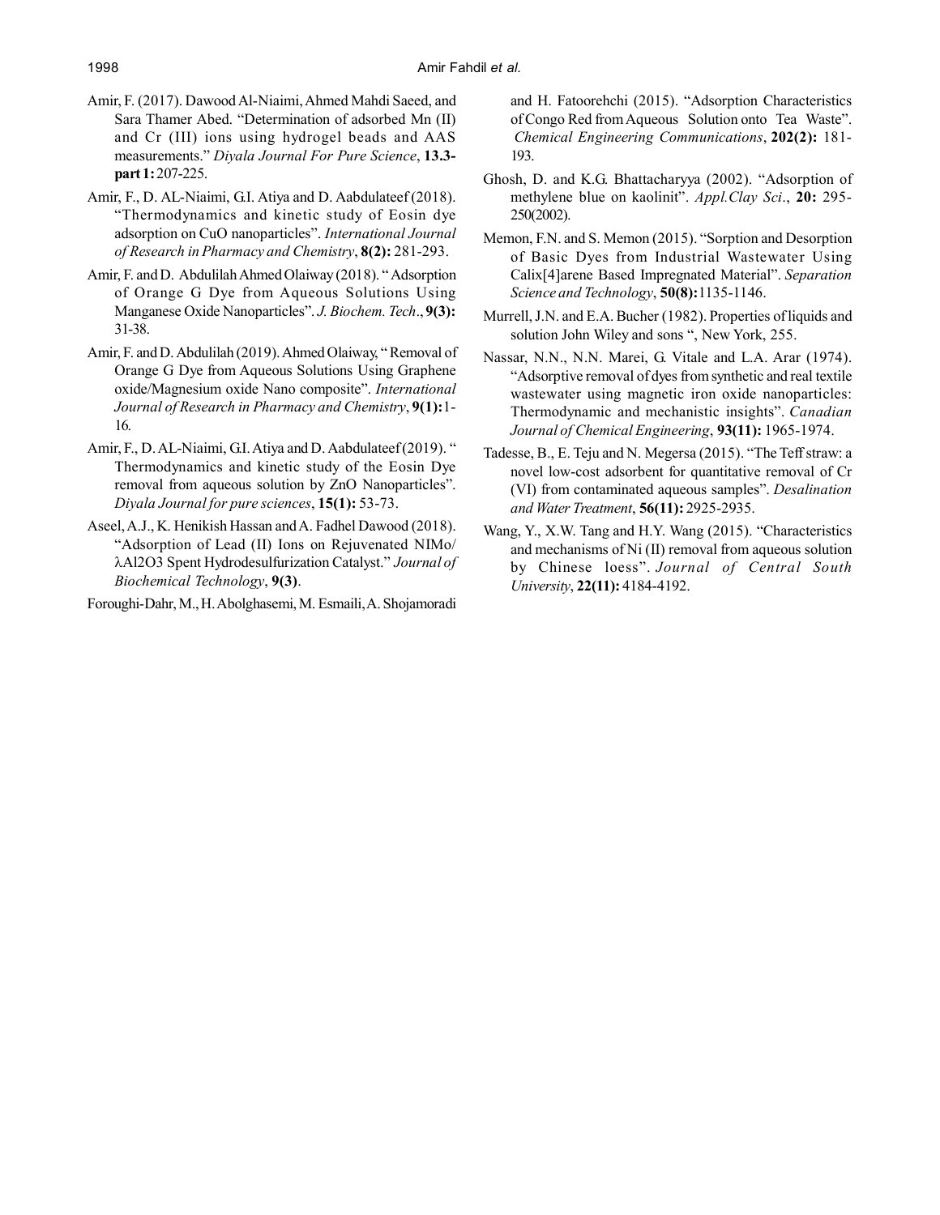Amir, F. (2017). Dawood Al-Niaimi, Ahmed Mahdi Saeed, and Sara Thamer Abed. "Determination of adsorbed Mn (II) and Cr (III) ions using hydrogel beads and AAS measurements." *Diyala Journal For Pure Science*, **13.3-part 1:** 207-225.

Amir, F., D. AL-Niaimi, G.I. Atiya and D. Aabdulateef (2018). "Thermodynamics and kinetic study of Eosin dye adsorption on CuO nanoparticles". *International Journal of Research in Pharmacy and Chemistry*, **8(2):** 281-293.

Amir, F. and D. Abdulilah Ahmed Olaiway (2018). " Adsorption of Orange G Dye from Aqueous Solutions Using Manganese Oxide Nanoparticles". *J. Biochem. Tech*., **9(3):** 31-38.

Amir, F. and D. Abdulilah (2019). Ahmed Olaiway, " Removal of Orange G Dye from Aqueous Solutions Using Graphene oxide/Magnesium oxide Nano composite". *International Journal of Research in Pharmacy and Chemistry*, **9(1):**1-16.

Amir, F., D. AL-Niaimi, G.I. Atiya and D. Aabdulateef (2019). " Thermodynamics and kinetic study of the Eosin Dye removal from aqueous solution by ZnO Nanoparticles". *Diyala Journal for pure sciences*, **15(1):** 53-73.

Aseel, A.J., K. Henikish Hassan and A. Fadhel Dawood (2018). "Adsorption of Lead (II) Ions on Rejuvenated NIMo/ λAl2O3 Spent Hydrodesulfurization Catalyst." *Journal of Biochemical Technology*, **9(3)**.

Foroughi-Dahr, M., H. Abolghasemi, M. Esmaili, A. Shojamoradi and H. Fatoorehchi (2015). "Adsorption Characteristics of Congo Red from Aqueous Solution onto Tea Waste". *Chemical Engineering Communications*, **202(2):** 181-193.

Ghosh, D. and K.G. Bhattacharyya (2002). "Adsorption of methylene blue on kaolinit". *Appl.Clay Sci*., **20:** 295-250(2002).

Memon, F.N. and S. Memon (2015). "Sorption and Desorption of Basic Dyes from Industrial Wastewater Using Calix[4]arene Based Impregnated Material". *Separation Science and Technology*, **50(8):**1135-1146.

Murrell, J.N. and E.A. Bucher (1982). Properties of liquids and solution John Wiley and sons ", New York, 255.

Nassar, N.N., N.N. Marei, G. Vitale and L.A. Arar (1974). "Adsorptive removal of dyes from synthetic and real textile wastewater using magnetic iron oxide nanoparticles: Thermodynamic and mechanistic insights". *Canadian Journal of Chemical Engineering*, **93(11):** 1965-1974.

Tadesse, B., E. Teju and N. Megersa (2015). "The Teff straw: a novel low-cost adsorbent for quantitative removal of Cr (VI) from contaminated aqueous samples". *Desalination and Water Treatment*, **56(11):** 2925-2935.

Wang, Y., X.W. Tang and H.Y. Wang (2015). "Characteristics and mechanisms of Ni (II) removal from aqueous solution by Chinese loess". *Journal of Central South University*, **22(11):** 4184-4192.